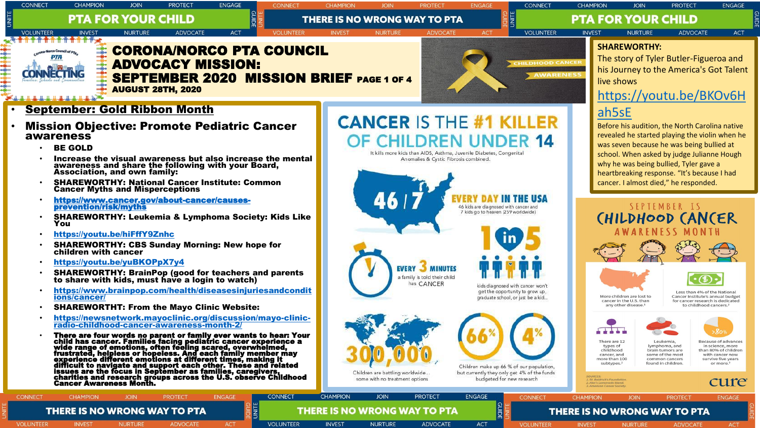# CORONA/NORCO PTA COUNCIL ADVOCACY MISSION: SEPTEMBER 2020 MISSION BRIEF

**AUGUST 28TH, 2020**

- **September: Gold Ribbon Month**
- **Mission Objective: Promote Pediatric Cancer awareness**
  - **BE GOLD**
  - **Increase the visual awareness but also increase the mental awareness and share the following with your Board, Association, and own family:**
  - **SHAREWORTHY: National Cancer Institute: Common Cancer Myths and Misperceptions**
  - **https://www.cancer.gov/about-cancer/causes-prevention/risk/myths**
  - **SHAREWORTHY: Leukemia & Lymphoma Society: Kids Like You**
  - **https://youtu.be/hiFffY9Znhc**
  - **SHAREWORTHY: CBS Sunday Morning: New hope for children with cancer**
  - **https://youtu.be/yuBKOPpX7y4**
  - **SHAREWORTHY: BrainPop (good for teachers and parents to share with kids, must have a login to watch)**
  - **https://www.brainpop.com/health/diseasesinjuriesandconditions/cancer/**
  - **SHAREWORTHT: From the Mayo Clinic Website:**
  - **https://newsnetwork.mayoclinic.org/discussion/mayo-clinic-radio-childhood-cancer-awareness-month-2/**
  - **There are four words no parent or family ever wants to hear: Your child has cancer. Families facing pediatric cancer experience a wide range of emotions, often feeling scared, overwhelmed, frustrated, helpless or hopeless. And each family member may experience different emotions at different times, making it difficult to navigate and support each other. These and related issues are the focus in September as families, caregivers, charities and research groups across the U.S. observe Childhood Cancer Awareness Month.**

## CANCER IS THE #1 KILLER OF CHILDREN UNDER 14

It kills more kids than AIDS, Asthma, Juvenile Diabetes, Congenital Anomalies & Cystic Fibrosis combined.

**46 / 7 EVERY DAY IN THE USA**
46 kids are diagnosed with cancer and 7 kids go to heaven (239 worldwide)

**EVERY 3 MINUTES** a family is told their child has CANCER

**1 in 5** kids diagnosed with cancer won't get the opportunity to grow up, graduate school, or just be a kid...

**300,000** Children are battling worldwide... some with no treatment options

**66% / 4%** Children make up 66 % of our population, but currently they only get 4% of the funds budgeted for new research

**SHAREWORTHY:**
The story of Tyler Butler-Figueroa and his Journey to the America's Got Talent live shows
https://youtu.be/BKOv6Hah5sE

Before his audition, the North Carolina native revealed he started playing the violin when he was seven because he was being bullied at school. When asked by judge Julianne Hough why he was being bullied, Tyler gave a heartbreaking response. "It's because I had cancer. I almost died," he responded.

## SEPTEMBER IS CHILDHOOD CANCER AWARENESS MONTH

- More children are lost to cancer in the U.S. than any other disease.[1]
- Less than 4% of the National Cancer Institute's annual budget for cancer research is dedicated to childhood cancers.[2]
- There are 12 types of childhood cancer, and more than 100 subtypes.[2]
- Leukemia, lymphoma, and brain tumors are some of the most common cancers found in children.
- Because of advances in science, more than 80% of children with cancer now survive five years or more.[3]

SOURCES:
1. St. Baldrick's Foundation
2. Alex's Lemonade Stand
3. American Cancer Society

cure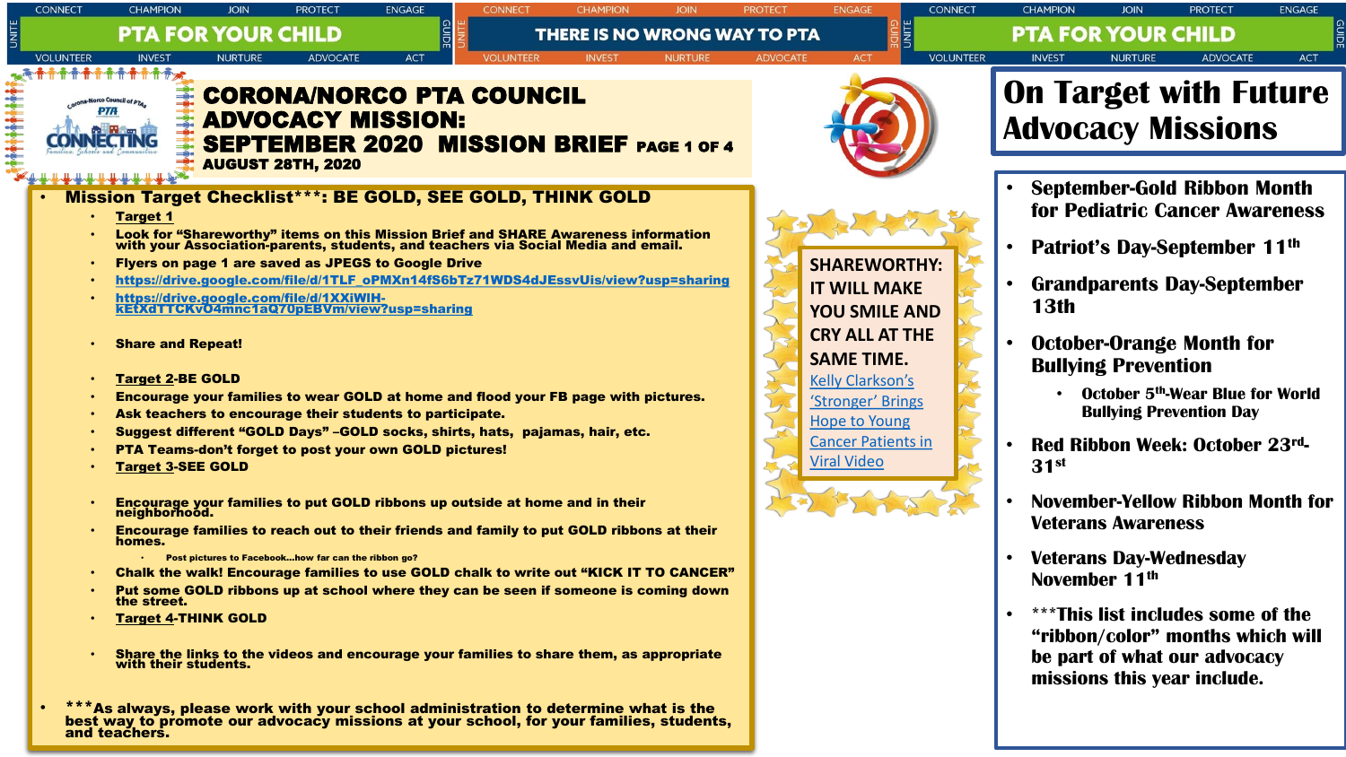# CORONA/NORCO PTA COUNCIL ADVOCACY MISSION: SEPTEMBER 2020 MISSION BRIEF PAGE 1 OF 4

**AUGUST 28TH, 2020**

- **Mission Target Checklist***: BE GOLD, SEE GOLD, THINK GOLD**
  - **Target 1**
  - **Look for "Shareworthy" items on this Mission Brief and SHARE Awareness information with your Association-parents, students, and teachers via Social Media and email.**
  - **Flyers on page 1 are saved as JPEGS to Google Drive**
  - https://drive.google.com/file/d/1TLF_oPMXn14fS6bTz71WDS4dJEssvUis/view?usp=sharing
  - https://drive.google.com/file/d/1XXiWIH-kEtXdTTCKvO4mnc1aQ70pEBVm/view?usp=sharing
  - **Share and Repeat!**
  - **Target 2-BE GOLD**
  - **Encourage your families to wear GOLD at home and flood your FB page with pictures.**
  - **Ask teachers to encourage their students to participate.**
  - **Suggest different "GOLD Days" –GOLD socks, shirts, hats, pajamas, hair, etc.**
  - **PTA Teams-don't forget to post your own GOLD pictures!**
  - **Target 3-SEE GOLD**
  - **Encourage your families to put GOLD ribbons up outside at home and in their neighborhood.**
  - **Encourage families to reach out to their friends and family to put GOLD ribbons at their homes.**
    - **Post pictures to Facebook…how far can the ribbon go?**
  - **Chalk the walk! Encourage families to use GOLD chalk to write out "KICK IT TO CANCER"**
  - **Put some GOLD ribbons up at school where they can be seen if someone is coming down the street.**
  - **Target 4-THINK GOLD**
  - **Share the links to the videos and encourage your families to share them, as appropriate with their students.**
- *****As always, please work with your school administration to determine what is the best way to promote our advocacy missions at your school, for your families, students, and teachers.**

**SHAREWORTHY: IT WILL MAKE YOU SMILE AND CRY ALL AT THE SAME TIME.**

Kelly Clarkson's 'Stronger' Brings Hope to Young Cancer Patients in Viral Video

## On Target with Future Advocacy Missions

- **September-Gold Ribbon Month for Pediatric Cancer Awareness**
- **Patriot's Day-September 11th**
- **Grandparents Day-September 13th**
- **October-Orange Month for Bullying Prevention**
  - **October 5th-Wear Blue for World Bullying Prevention Day**
- **Red Ribbon Week: October 23rd-31st**
- **November-Yellow Ribbon Month for Veterans Awareness**
- **Veterans Day-Wednesday November 11th**
- *****This list includes some of the "ribbon/color" months which will be part of what our advocacy missions this year include.**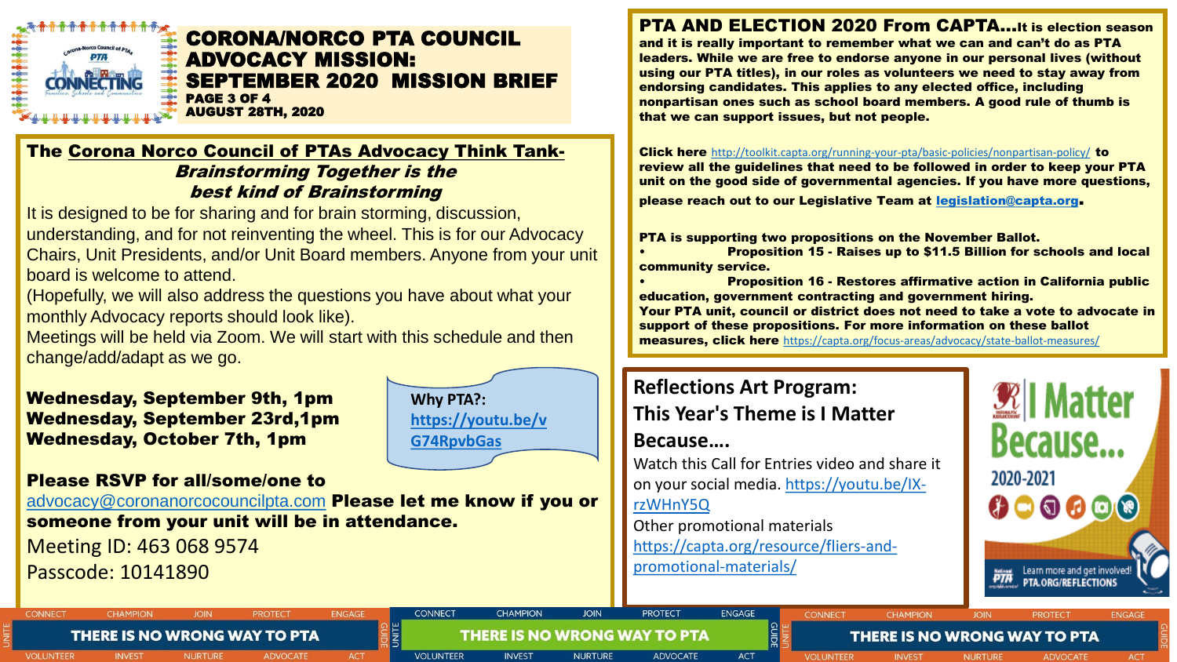# CORONA/NORCO PTA COUNCIL ADVOCACY MISSION: SEPTEMBER 2020 MISSION BRIEF

**PAGE 3 OF 4**
**AUGUST 28TH, 2020**

## The Corona Norco Council of PTAs Advocacy Think Tank- *Brainstorming Together is the best kind of Brainstorming*

It is designed to be for sharing and for brain storming, discussion, understanding, and for not reinventing the wheel. This is for our Advocacy Chairs, Unit Presidents, and/or Unit Board members. Anyone from your unit board is welcome to attend.

(Hopefully, we will also address the questions you have about what your monthly Advocacy reports should look like).

Meetings will be held via Zoom. We will start with this schedule and then change/add/adapt as we go.

**Wednesday, September 9th, 1pm**
**Wednesday, September 23rd,1pm**
**Wednesday, October 7th, 1pm**

Why PTA?: https://youtu.be/vG74RpvbGas

**Please RSVP for all/some/one to** advocacy@coronanorcocouncilpta.com **Please let me know if you or someone from your unit will be in attendance.**

Meeting ID: 463 068 9574
Passcode: 10141890

## PTA AND ELECTION 2020 From CAPTA…

**It is election season and it is really important to remember what we can and can't do as PTA leaders. While we are free to endorse anyone in our personal lives (without using our PTA titles), in our roles as volunteers we need to stay away from endorsing candidates. This applies to any elected office, including nonpartisan ones such as school board members. A good rule of thumb is that we can support issues, but not people.**

**Click here** http://toolkit.capta.org/running-your-pta/basic-policies/nonpartisan-policy/ **to review all the guidelines that need to be followed in order to keep your PTA unit on the good side of governmental agencies. If you have more questions, please reach out to our Legislative Team at** legislation@capta.org**.**

**PTA is supporting two propositions on the November Ballot.**

- **Proposition 15 - Raises up to $11.5 Billion for schools and local community service.**
- **Proposition 16 - Restores affirmative action in California public education, government contracting and government hiring.**

**Your PTA unit, council or district does not need to take a vote to advocate in support of these propositions. For more information on these ballot measures, click here** https://capta.org/focus-areas/advocacy/state-ballot-measures/

## Reflections Art Program: This Year's Theme is I Matter Because….

Watch this Call for Entries video and share it on your social media. https://youtu.be/IX-rzWHnY5Q

Other promotional materials https://capta.org/resource/fliers-and-promotional-materials/

I Matter Because... 2020-2021

Learn more and get involved! PTA.ORG/REFLECTIONS

**THERE IS NO WRONG WAY TO PTA**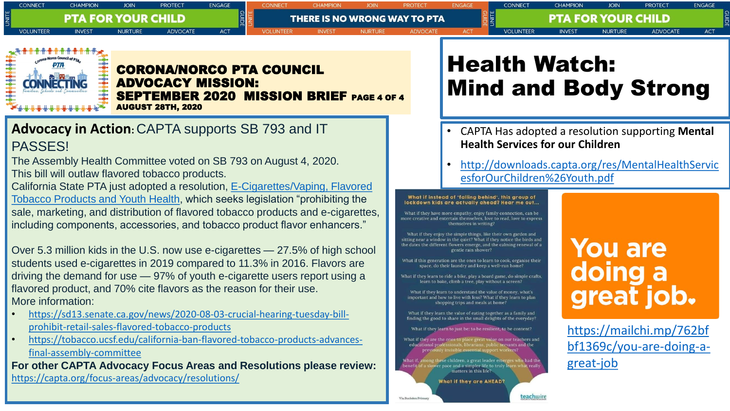# CORONA/NORCO PTA COUNCIL ADVOCACY MISSION: SEPTEMBER 2020 MISSION BRIEF

**AUGUST 28TH, 2020**

## Advocacy in Action: CAPTA supports SB 793 and IT PASSES!

The Assembly Health Committee voted on SB 793 on August 4, 2020. This bill will outlaw flavored tobacco products.

California State PTA just adopted a resolution, E-Cigarettes/Vaping, Flavored Tobacco Products and Youth Health, which seeks legislation "prohibiting the sale, marketing, and distribution of flavored tobacco products and e-cigarettes, including components, accessories, and tobacco product flavor enhancers."

Over 5.3 million kids in the U.S. now use e-cigarettes — 27.5% of high school students used e-cigarettes in 2019 compared to 11.3% in 2016. Flavors are driving the demand for use — 97% of youth e-cigarette users report using a flavored product, and 70% cite flavors as the reason for their use.

More information:

- https://sd13.senate.ca.gov/news/2020-08-03-crucial-hearing-tuesday-bill-prohibit-retail-sales-flavored-tobacco-products
- https://tobacco.ucsf.edu/california-ban-flavored-tobacco-products-advances-final-assembly-committee

**For other CAPTA Advocacy Focus Areas and Resolutions please review:**
https://capta.org/focus-areas/advocacy/resolutions/

# Health Watch: Mind and Body Strong

- CAPTA Has adopted a resolution supporting **Mental Health Services for our Children**
- http://downloads.capta.org/res/MentalHealthServicesforOurChildren%26Youth.pdf

**What if instead of 'falling behind', this group of lockdown kids are actually ahead? Hear me out...**

What if they have more empathy, enjoy family connection, can be more creative and entertain themselves, love to read, love to express themselves in writing?

What if they enjoy the simple things, like their own garden and sitting near a window in the quiet? What if they notice the birds and the dates the different flowers emerge, and the calming renewal of a gentle rain shower?

What if this generation are the ones to learn to cook, organise their space, do their laundry and keep a well-run home?

What if they learn to bake, climb a tree, play a board game, do simple crafts, learn to bake, climb a tree, play without a screen?

What if they learn to understand the value of money, what's important and how to live with less? What if they learn to plan shopping trips and meals at home?

What if they learn the value of eating together as a family and finding the good to share in the small delights of the everyday?

What if they learn to just be: to be resilient, to be content?

What if they are the ones to place great value on our teachers and educational professionals, librarians, public servants and the previously invisible essential support workers?

What if, among these children, a great leader emerges who had the benefit of a slower pace and a simpler life to truly learn what really matters in this life?

**What if they are AHEAD?**

Via Buckden Primary

teachwire

# You are doing a great job.

https://mailchi.mp/762bfbf1369c/you-are-doing-a-great-job